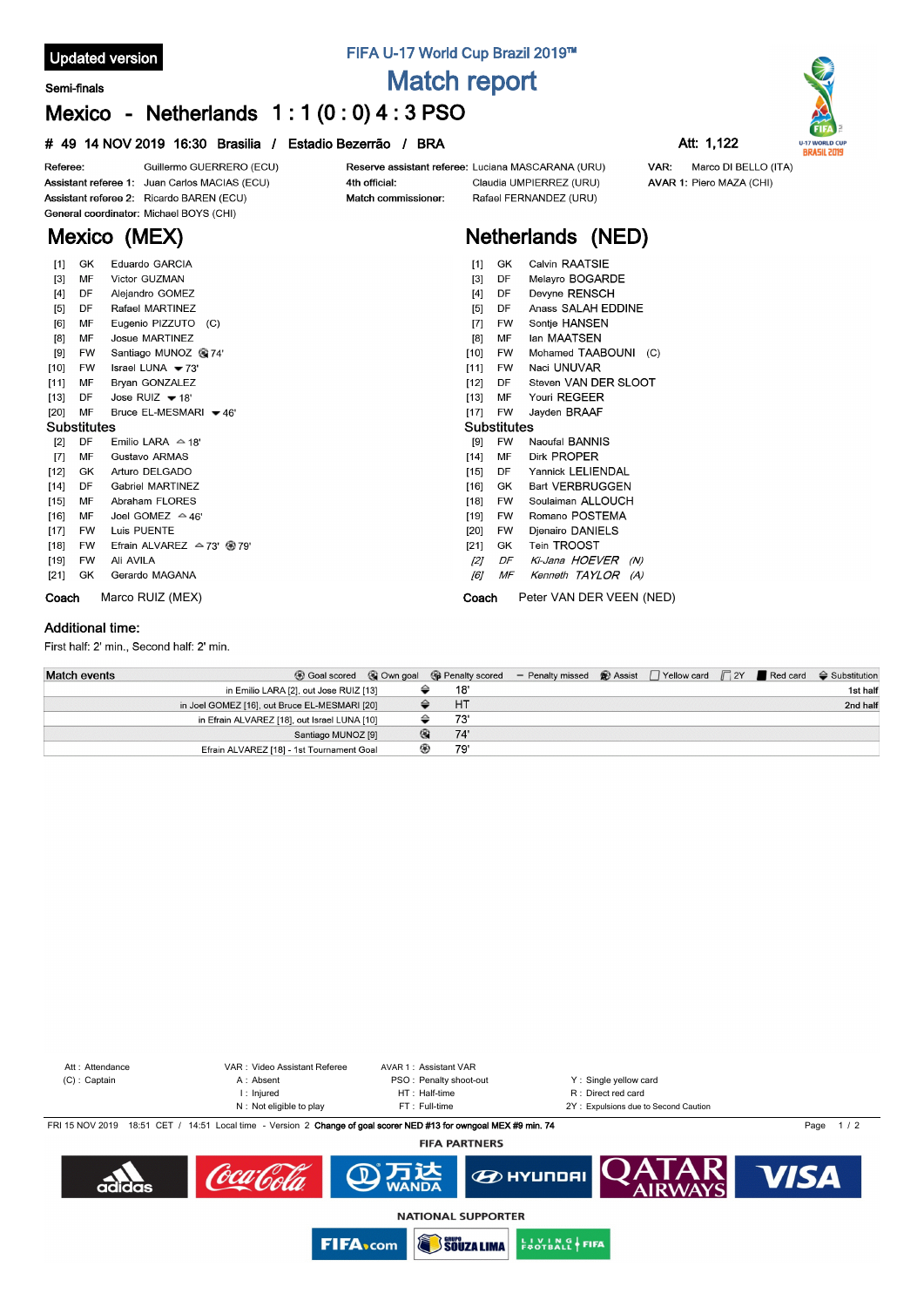Updated version

FIFA U-17 World Cup Brazil 2019™

# Match report

Semi-finals

## Mexico - Netherlands 1 : 1 (0 : 0) 4 : 3 PSO

# 49 14 NOV 2019 16:30 Brasilia / Estadio Bezerrão / BRA

Att: 1,122

Referee: Guillermo GUERRERO (ECU)
Assistant referee 1: Juan Carlos MACIAS (ECU)
Assistant referee 2: Ricardo BAREN (ECU)
General coordinator: Michael BOYS (CHI)

Reserve assistant referee: Luciana MASCARANA (URU)
4th official: Claudia UMPIERREZ (URU)
Match commissioner: Rafael FERNANDEZ (URU)

VAR: Marco DI BELLO (ITA)
AVAR 1: Piero MAZA (CHI)

## Mexico (MEX)

| # | Pos | Name |
|---|---|---|
| [1] | GK | Eduardo GARCIA |
| [3] | MF | Victor GUZMAN |
| [4] | DF | Alejandro GOMEZ |
| [5] | DF | Rafael MARTINEZ |
| [6] | MF | Eugenio PIZZUTO (C) |
| [8] | MF | Josue MARTINEZ |
| [9] | FW | Santiago MUNOZ (own goal) 74' |
| [10] | FW | Israel LUNA ▼73' |
| [11] | MF | Bryan GONZALEZ |
| [13] | DF | Jose RUIZ ▼18' |
| [20] | MF | Bruce EL-MESMARI ▼46' |

### Substitutes

| # | Pos | Name |
|---|---|---|
| [2] | DF | Emilio LARA ▲18' |
| [7] | MF | Gustavo ARMAS |
| [12] | GK | Arturo DELGADO |
| [14] | DF | Gabriel MARTINEZ |
| [15] | MF | Abraham FLORES |
| [16] | MF | Joel GOMEZ ▲46' |
| [17] | FW | Luis PUENTE |
| [18] | FW | Efrain ALVAREZ ▲73' (goal) 79' |
| [19] | FW | Ali AVILA |
| [21] | GK | Gerardo MAGANA |

**Coach** Marco RUIZ (MEX)

## Netherlands (NED)

| # | Pos | Name |
|---|---|---|
| [1] | GK | Calvin RAATSIE |
| [3] | DF | Melayro BOGARDE |
| [4] | DF | Devyne RENSCH |
| [5] | DF | Anass SALAH EDDINE |
| [7] | FW | Sontje HANSEN |
| [8] | MF | Ian MAATSEN |
| [10] | FW | Mohamed TAABOUNI (C) |
| [11] | FW | Naci UNUVAR |
| [12] | DF | Steven VAN DER SLOOT |
| [13] | MF | Youri REGEER |
| [17] | FW | Jayden BRAAF |

### Substitutes

| # | Pos | Name |
|---|---|---|
| [9] | FW | Naoufal BANNIS |
| [14] | MF | Dirk PROPER |
| [15] | DF | Yannick LELIENDAL |
| [16] | GK | Bart VERBRUGGEN |
| [18] | FW | Soulaiman ALLOUCH |
| [19] | FW | Romano POSTEMA |
| [20] | FW | Djenairo DANIELS |
| [21] | GK | Tein TROOST |
| *[2]* | *DF* | *Ki-Jana HOEVER (N)* |
| *[6]* | *MF* | *Kenneth TAYLOR (A)* |

**Coach** Peter VAN DER VEEN (NED)

### Additional time:

First half: 2' min., Second half: 2' min.

| Match events | | | |
|---|---|---|---|
| in Emilio LARA [2], out Jose RUIZ [13] | Substitution | 18' | 1st half |
| in Joel GOMEZ [16], out Bruce EL-MESMARI [20] | Substitution | HT | 2nd half |
| in Efrain ALVAREZ [18], out Israel LUNA [10] | Substitution | 73' | |
| Santiago MUNOZ [9] | Own goal | 74' | |
| Efrain ALVAREZ [18] - 1st Tournament Goal | Goal scored | 79' | |

Att : Attendance
(C) : Captain
VAR : Video Assistant Referee
A : Absent
I : Injured
N : Not eligible to play
AVAR 1 : Assistant VAR
PSO : Penalty shoot-out
HT : Half-time
FT : Full-time
Y : Single yellow card
R : Direct red card
2Y : Expulsions due to Second Caution

FRI 15 NOV 2019 18:51 CET / 14:51 Local time - Version 2 **Change of goal scorer NED #13 for owngoal MEX #9 min. 74**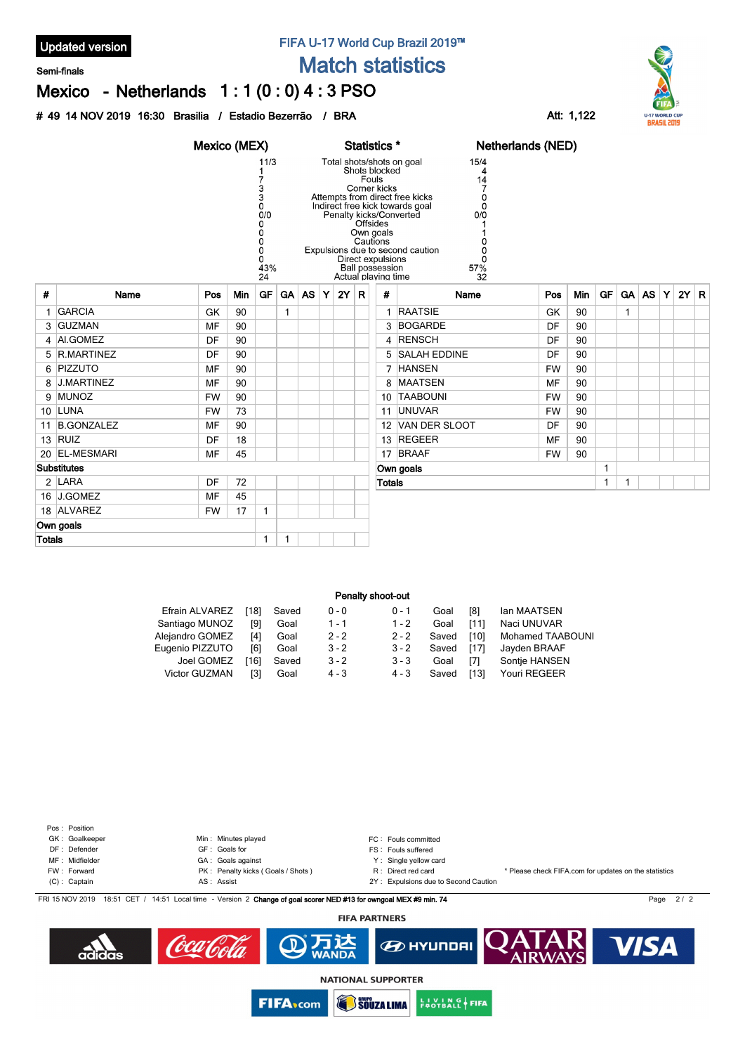Updated version

Semi-finals

## FIFA U-17 World Cup Brazil 2019™

# Match statistics

## Mexico - Netherlands 1 : 1 (0 : 0) 4 : 3 PSO

# 49 14 NOV 2019 16:30 Brasilia / Estadio Bezerrão / BRA — Att: 1,122

| Mexico (MEX) | Statistics * | Netherlands (NED) |
|---|---|---|
| 11/3 | Total shots/shots on goal | 15/4 |
| 1 | Shots blocked | 4 |
| 7 | Fouls | 14 |
| 3 | Corner kicks | 7 |
| 3 | Attempts from direct free kicks | 0 |
| 0 | Indirect free kick towards goal | 0 |
| 0/0 | Penalty kicks/Converted | 0/0 |
| 0 | Offsides | 1 |
| 0 | Own goals | 1 |
| 0 | Cautions | 0 |
| 0 | Expulsions due to second caution | 0 |
| 0 | Direct expulsions | 0 |
| 43% | Ball possession | 57% |
| 24 | Actual playing time | 32 |

| # | Name | Pos | Min | GF | GA | AS | Y | 2Y | R |
|---|---|---|---|---|---|---|---|---|---|
| 1 | GARCIA | GK | 90 | | 1 | | | | |
| 3 | GUZMAN | MF | 90 | | | | | | |
| 4 | Al.GOMEZ | DF | 90 | | | | | | |
| 5 | R.MARTINEZ | DF | 90 | | | | | | |
| 6 | PIZZUTO | MF | 90 | | | | | | |
| 8 | J.MARTINEZ | MF | 90 | | | | | | |
| 9 | MUNOZ | FW | 90 | | | | | | |
| 10 | LUNA | FW | 73 | | | | | | |
| 11 | B.GONZALEZ | MF | 90 | | | | | | |
| 13 | RUIZ | DF | 18 | | | | | | |
| 20 | EL-MESMARI | MF | 45 | | | | | | |
| **Substitutes** | | | | | | | | | |
| 2 | LARA | DF | 72 | | | | | | |
| 16 | J.GOMEZ | MF | 45 | | | | | | |
| 18 | ALVAREZ | FW | 17 | 1 | | | | | |
| **Own goals** | | | | | | | | | |
| **Totals** | | | | 1 | 1 | | | | |

| # | Name | Pos | Min | GF | GA | AS | Y | 2Y | R |
|---|---|---|---|---|---|---|---|---|---|
| 1 | RAATSIE | GK | 90 | | 1 | | | | |
| 3 | BOGARDE | DF | 90 | | | | | | |
| 4 | RENSCH | DF | 90 | | | | | | |
| 5 | SALAH EDDINE | DF | 90 | | | | | | |
| 7 | HANSEN | FW | 90 | | | | | | |
| 8 | MAATSEN | MF | 90 | | | | | | |
| 10 | TAABOUNI | FW | 90 | | | | | | |
| 11 | UNUVAR | FW | 90 | | | | | | |
| 12 | VAN DER SLOOT | DF | 90 | | | | | | |
| 13 | REGEER | MF | 90 | | | | | | |
| 17 | BRAAF | FW | 90 | | | | | | |
| **Own goals** | | | | 1 | | | | | |
| **Totals** | | | | 1 | 1 | | | | |

### Penalty shoot-out

| | | | | | | | |
|---|---|---|---|---|---|---|---|
| Efrain ALVAREZ | [18] | Saved | 0 - 0 | 0 - 1 | Goal | [8] | Ian MAATSEN |
| Santiago MUNOZ | [9] | Goal | 1 - 1 | 1 - 2 | Goal | [11] | Naci UNUVAR |
| Alejandro GOMEZ | [4] | Goal | 2 - 2 | 2 - 2 | Saved | [10] | Mohamed TAABOUNI |
| Eugenio PIZZUTO | [6] | Goal | 3 - 2 | 3 - 2 | Saved | [17] | Jayden BRAAF |
| Joel GOMEZ | [16] | Saved | 3 - 2 | 3 - 3 | Goal | [7] | Sontje HANSEN |
| Victor GUZMAN | [3] | Goal | 4 - 3 | 4 - 3 | Saved | [13] | Youri REGEER |

Pos : Position
GK : Goalkeeper
DF : Defender
MF : Midfielder
FW : Forward
(C) : Captain

Min : Minutes played
GF : Goals for
GA : Goals against
PK : Penalty kicks ( Goals / Shots )
AS : Assist

FC : Fouls committed
FS : Fouls suffered
Y : Single yellow card
R : Direct red card
2Y : Expulsions due to Second Caution

* Please check FIFA.com for updates on the statistics

FRI 15 NOV 2019 18:51 CET / 14:51 Local time - Version 2 **Change of goal scorer NED #13 for owngoal MEX #9 min. 74**

FIFA PARTNERS

NATIONAL SUPPORTER